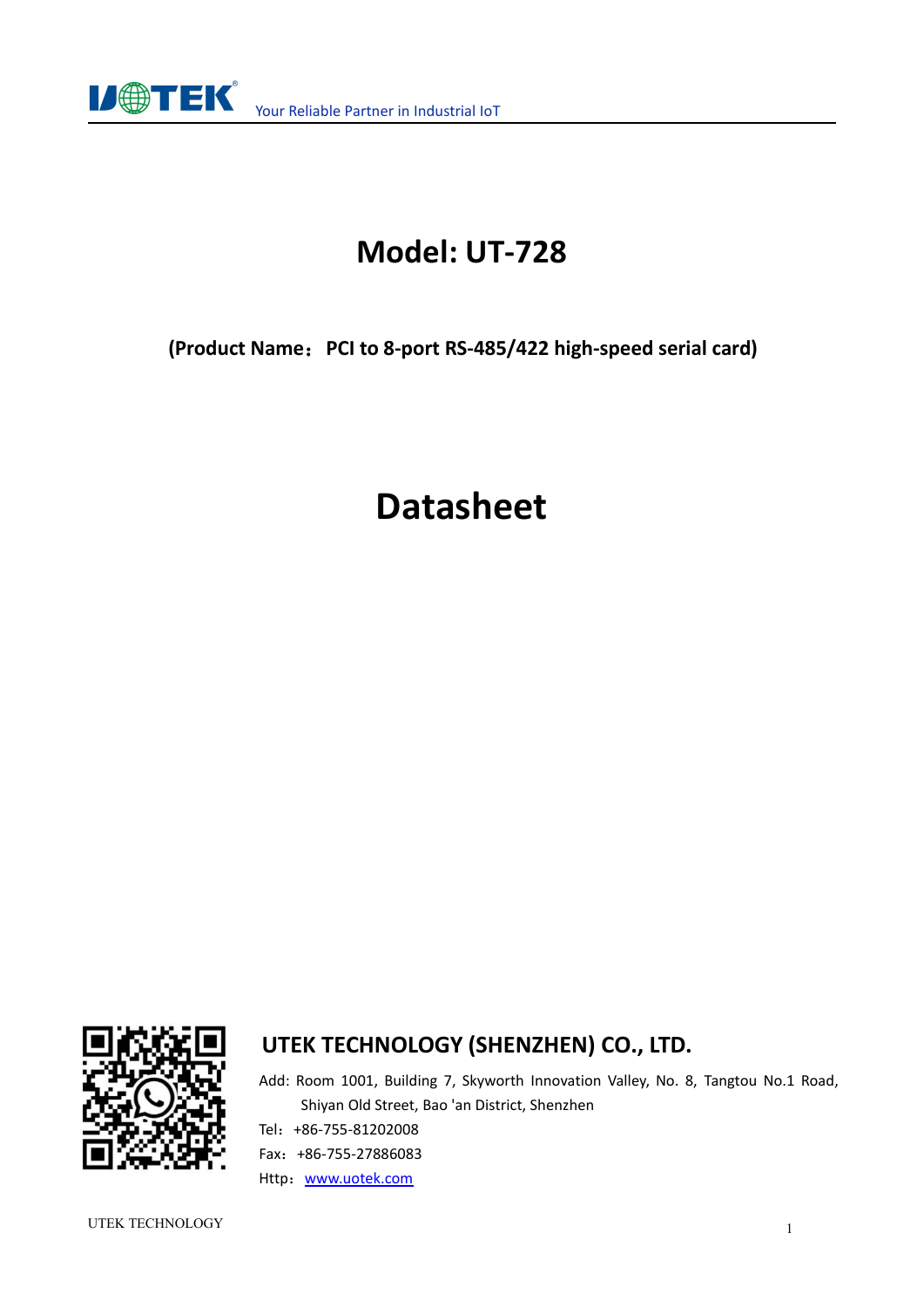Your Reliable Partner in Industrial IoT

# Model: UT-728

**(Product Name：PCI to 8-port RS-485/422 high-speed serial card)**

# Datasheet

## UTEK TECHNOLOGY (SHENZHEN) CO., LTD.

Add: Room 1001, Building 7, Skyworth Innovation Valley, No. 8, Tangtou No.1 Road, Shiyan Old Street, Bao 'an District, Shenzhen

Tel：+86-755-81202008

Fax：+86-755-27886083

Http：[www.uotek.com](http://www.uotek.com)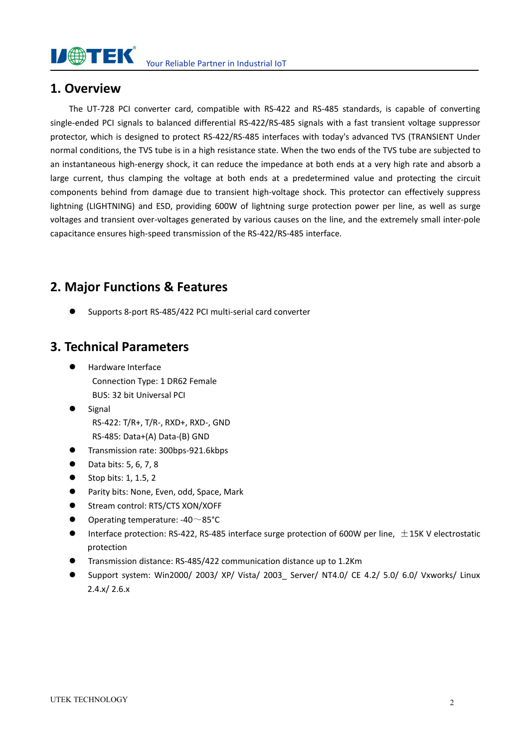## 1. Overview

The UT-728 PCI converter card, compatible with RS-422 and RS-485 standards, is capable of converting single-ended PCI signals to balanced differential RS-422/RS-485 signals with a fast transient voltage suppressor protector, which is designed to protect RS-422/RS-485 interfaces with today's advanced TVS (TRANSIENT Under normal conditions, the TVS tube is in a high resistance state. When the two ends of the TVS tube are subjected to an instantaneous high-energy shock, it can reduce the impedance at both ends at a very high rate and absorb a large current, thus clamping the voltage at both ends at a predetermined value and protecting the circuit components behind from damage due to transient high-voltage shock. This protector can effectively suppress lightning (LIGHTNING) and ESD, providing 600W of lightning surge protection power per line, as well as surge voltages and transient over-voltages generated by various causes on the line, and the extremely small inter-pole capacitance ensures high-speed transmission of the RS-422/RS-485 interface.

## 2. Major Functions & Features

- Supports 8-port RS-485/422 PCI multi-serial card converter

## 3. Technical Parameters

- Hardware Interface
  Connection Type: 1 DR62 Female
  BUS: 32 bit Universal PCI
- Signal
  RS-422: T/R+, T/R-, RXD+, RXD-, GND
  RS-485: Data+(A) Data-(B) GND
- Transmission rate: 300bps-921.6kbps
- Data bits: 5, 6, 7, 8
- Stop bits: 1, 1.5, 2
- Parity bits: None, Even, odd, Space, Mark
- Stream control: RTS/CTS XON/XOFF
- Operating temperature: -40～85°C
- Interface protection: RS-422, RS-485 interface surge protection of 600W per line, ±15K V electrostatic protection
- Transmission distance: RS-485/422 communication distance up to 1.2Km
- Support system: Win2000/ 2003/ XP/ Vista/ 2003_ Server/ NT4.0/ CE 4.2/ 5.0/ 6.0/ Vxworks/ Linux 2.4.x/ 2.6.x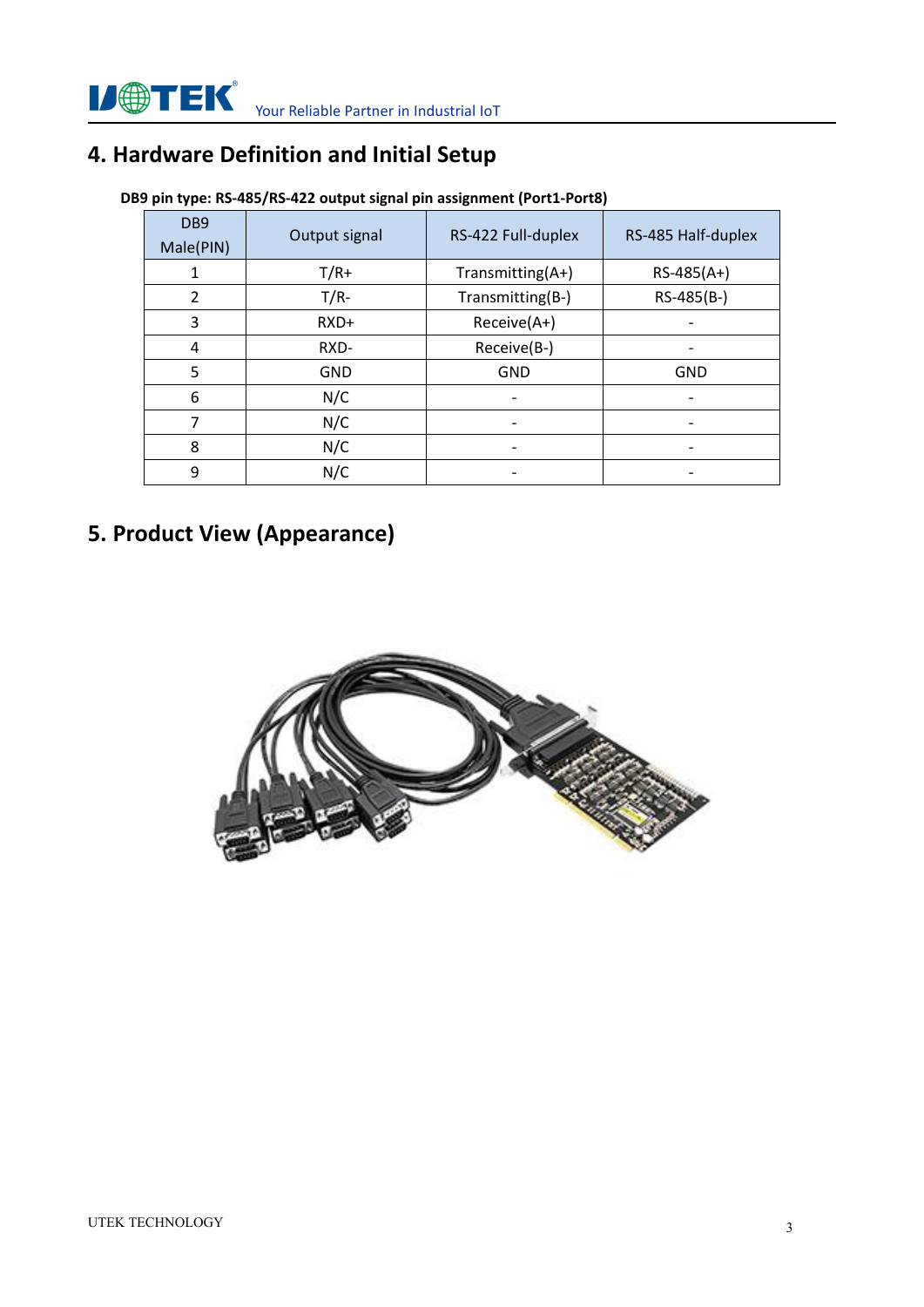## 4. Hardware Definition and Initial Setup

**DB9 pin type: RS-485/RS-422 output signal pin assignment (Port1-Port8)**

| DB9 Male(PIN) | Output signal | RS-422 Full-duplex | RS-485 Half-duplex |
|---|---|---|---|
| 1 | T/R+ | Transmitting(A+) | RS-485(A+) |
| 2 | T/R- | Transmitting(B-) | RS-485(B-) |
| 3 | RXD+ | Receive(A+) | - |
| 4 | RXD- | Receive(B-) | - |
| 5 | GND | GND | GND |
| 6 | N/C | - | - |
| 7 | N/C | - | - |
| 8 | N/C | - | - |
| 9 | N/C | - | - |

## 5. Product View (Appearance)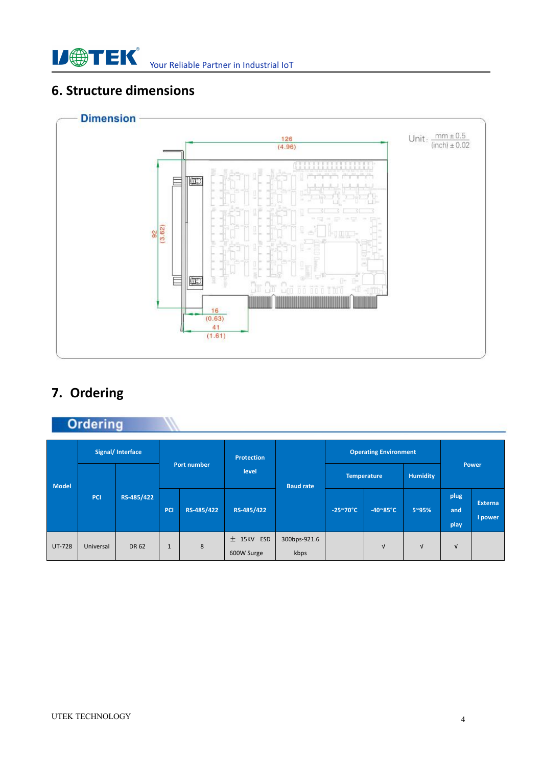## 6. Structure dimensions

Dimension

Unit: mm ± 0.5 / (inch) ± 0.02

126
(4.96)

92
(3.62)

16
(0.63)

41
(1.61)

## 7. Ordering

Ordering

| Model | Signal/ Interface | | Port number | | Protection level | Baud rate | Operating Environment | | | Power | |
|---|---|---|---|---|---|---|---|---|---|---|---|
| | | | | | | | Temperature | | Humidity | | |
| | PCI | RS-485/422 | PCI | RS-485/422 | RS-485/422 | | -25~70°C | -40~85°C | 5~95% | plug and play | External power |
| UT-728 | Universal | DR 62 | 1 | 8 | ± 15KV ESD 600W Surge | 300bps-921.6 kbps | | √ | √ | √ | |

UTEK TECHNOLOGY